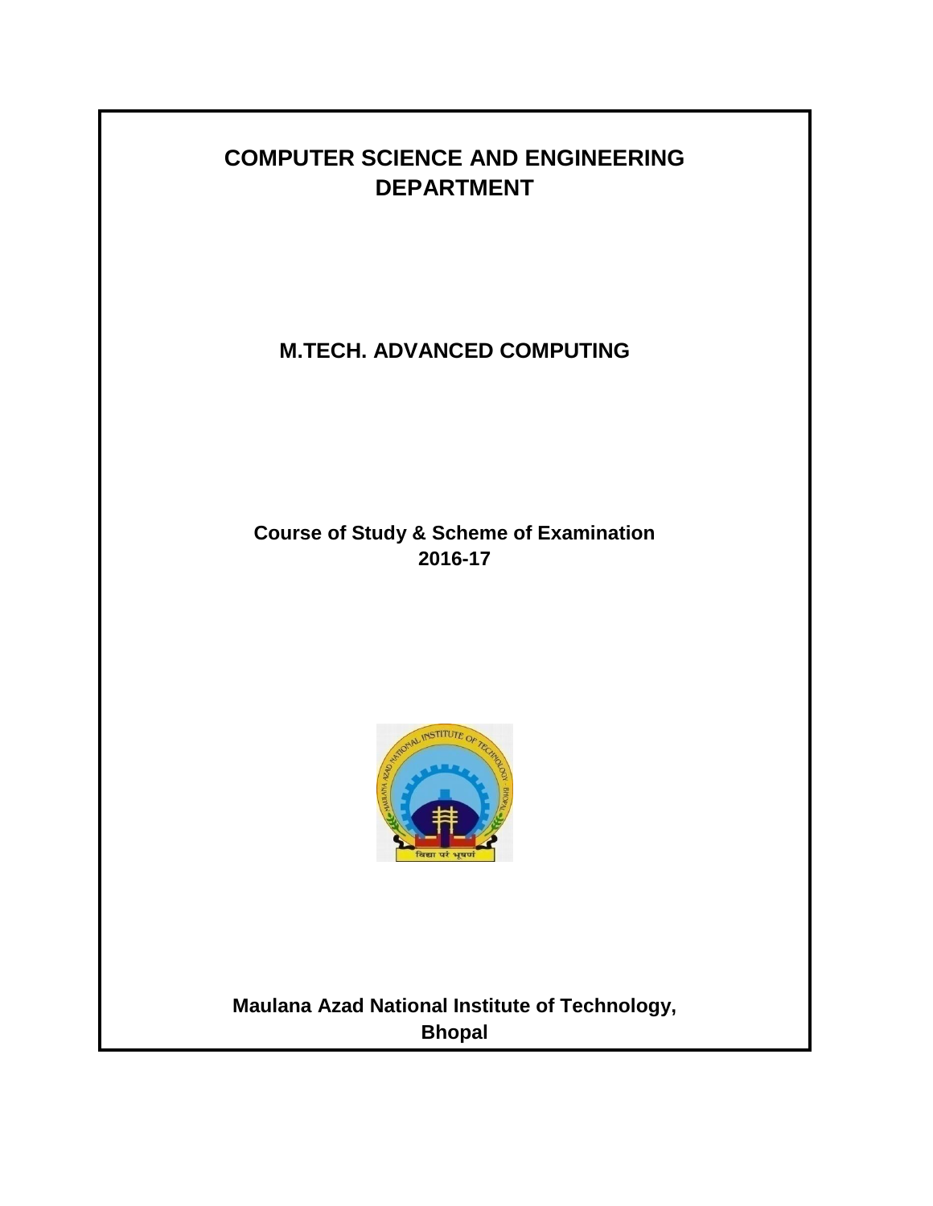# COMPUTER SCIENCE AND ENGINEERING DEPARTMENT

## M.TECH. ADVANCED COMPUTING

**Course of Study & Scheme of Examination**
**2016-17**

**Maulana Azad National Institute of Technology, Bhopal**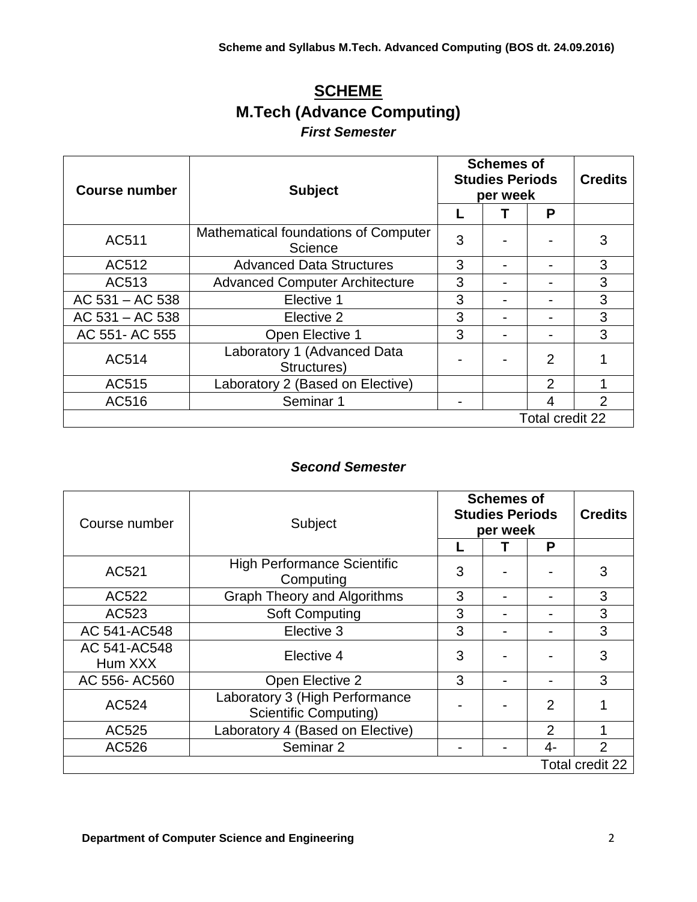# SCHEME

## M.Tech (Advance Computing)

### *First Semester*

| Course number | Subject | Schemes of Studies Periods per week | | | Credits |
|---|---|---|---|---|---|
| | | L | T | P | |
| AC511 | Mathematical foundations of Computer Science | 3 | - | - | 3 |
| AC512 | Advanced Data Structures | 3 | - | - | 3 |
| AC513 | Advanced Computer Architecture | 3 | - | - | 3 |
| AC 531 – AC 538 | Elective 1 | 3 | - | - | 3 |
| AC 531 – AC 538 | Elective 2 | 3 | - | - | 3 |
| AC 551- AC 555 | Open Elective 1 | 3 | - | - | 3 |
| AC514 | Laboratory 1 (Advanced Data Structures) | - | - | 2 | 1 |
| AC515 | Laboratory 2 (Based on Elective) | | | 2 | 1 |
| AC516 | Seminar 1 | - | | 4 | 2 |
| | | | | | Total credit 22 |

### *Second Semester*

| Course number | Subject | Schemes of Studies Periods per week | | | Credits |
|---|---|---|---|---|---|
| | | L | T | P | |
| AC521 | High Performance Scientific Computing | 3 | - | - | 3 |
| AC522 | Graph Theory and Algorithms | 3 | - | - | 3 |
| AC523 | Soft Computing | 3 | - | - | 3 |
| AC 541-AC548 | Elective 3 | 3 | - | - | 3 |
| AC 541-AC548 Hum XXX | Elective 4 | 3 | - | - | 3 |
| AC 556- AC560 | Open Elective 2 | 3 | - | - | 3 |
| AC524 | Laboratory 3 (High Performance Scientific Computing) | - | - | 2 | 1 |
| AC525 | Laboratory 4 (Based on Elective) | | | 2 | 1 |
| AC526 | Seminar 2 | - | - | 4- | 2 |
| | | | | | Total credit 22 |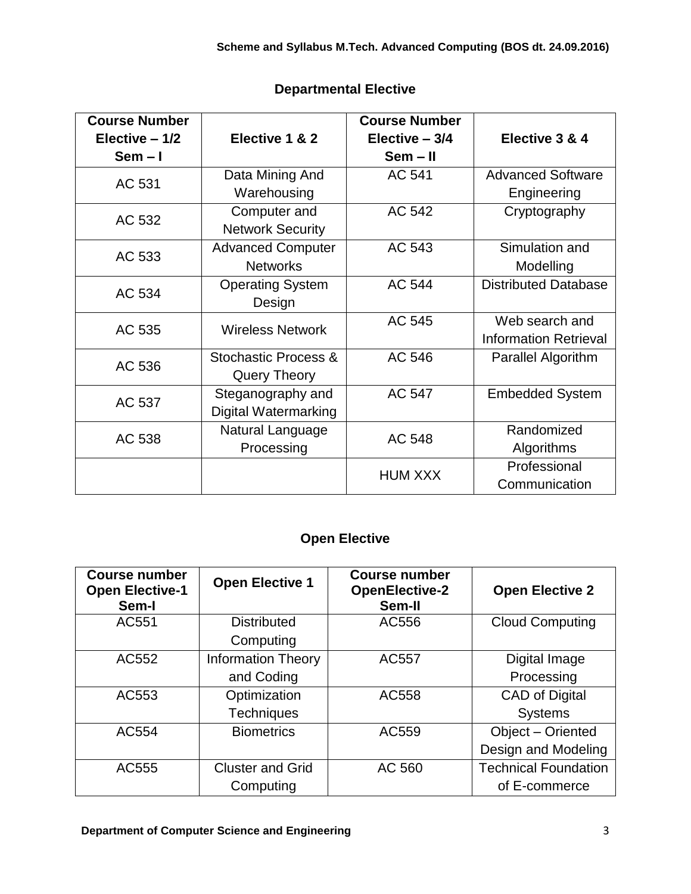## Departmental Elective

| Course Number Elective – 1/2 Sem – I | Elective 1 & 2 | Course Number Elective – 3/4 Sem – II | Elective 3 & 4 |
|---|---|---|---|
| AC 531 | Data Mining And Warehousing | AC 541 | Advanced Software Engineering |
| AC 532 | Computer and Network Security | AC 542 | Cryptography |
| AC 533 | Advanced Computer Networks | AC 543 | Simulation and Modelling |
| AC 534 | Operating System Design | AC 544 | Distributed Database |
| AC 535 | Wireless Network | AC 545 | Web search and Information Retrieval |
| AC 536 | Stochastic Process & Query Theory | AC 546 | Parallel Algorithm |
| AC 537 | Steganography and Digital Watermarking | AC 547 | Embedded System |
| AC 538 | Natural Language Processing | AC 548 | Randomized Algorithms |
| | | HUM XXX | Professional Communication |

## Open Elective

| Course number Open Elective-1 Sem-I | Open Elective 1 | Course number OpenElective-2 Sem-II | Open Elective 2 |
|---|---|---|---|
| AC551 | Distributed Computing | AC556 | Cloud Computing |
| AC552 | Information Theory and Coding | AC557 | Digital Image Processing |
| AC553 | Optimization Techniques | AC558 | CAD of Digital Systems |
| AC554 | Biometrics | AC559 | Object – Oriented Design and Modeling |
| AC555 | Cluster and Grid Computing | AC 560 | Technical Foundation of E-commerce |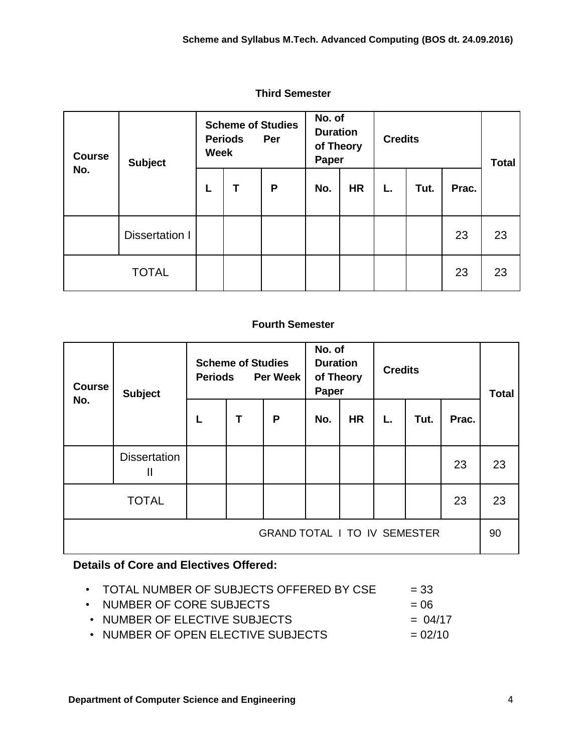### Third Semester

| Course No. | Subject | Scheme of Studies Periods Per Week | | | No. of Duration of Theory Paper | | Credits | | | Total |
|---|---|---|---|---|---|---|---|---|---|---|
| | | L | T | P | No. | HR | L. | Tut. | Prac. | |
| | Dissertation I | | | | | | | | 23 | 23 |
| TOTAL | | | | | | | | | 23 | 23 |

### Fourth Semester

| Course No. | Subject | Scheme of Studies Periods Per Week | | | No. of Duration of Theory Paper | | Credits | | | Total |
|---|---|---|---|---|---|---|---|---|---|---|
| | | L | T | P | No. | HR | L. | Tut. | Prac. | |
| | Dissertation II | | | | | | | | 23 | 23 |
| TOTAL | | | | | | | | | 23 | 23 |
| GRAND TOTAL I TO IV SEMESTER | | | | | | | | | | 90 |

**Details of Core and Electives Offered:**

- TOTAL NUMBER OF SUBJECTS OFFERED BY CSE = 33
- NUMBER OF CORE SUBJECTS = 06
- NUMBER OF ELECTIVE SUBJECTS = 04/17
- NUMBER OF OPEN ELECTIVE SUBJECTS = 02/10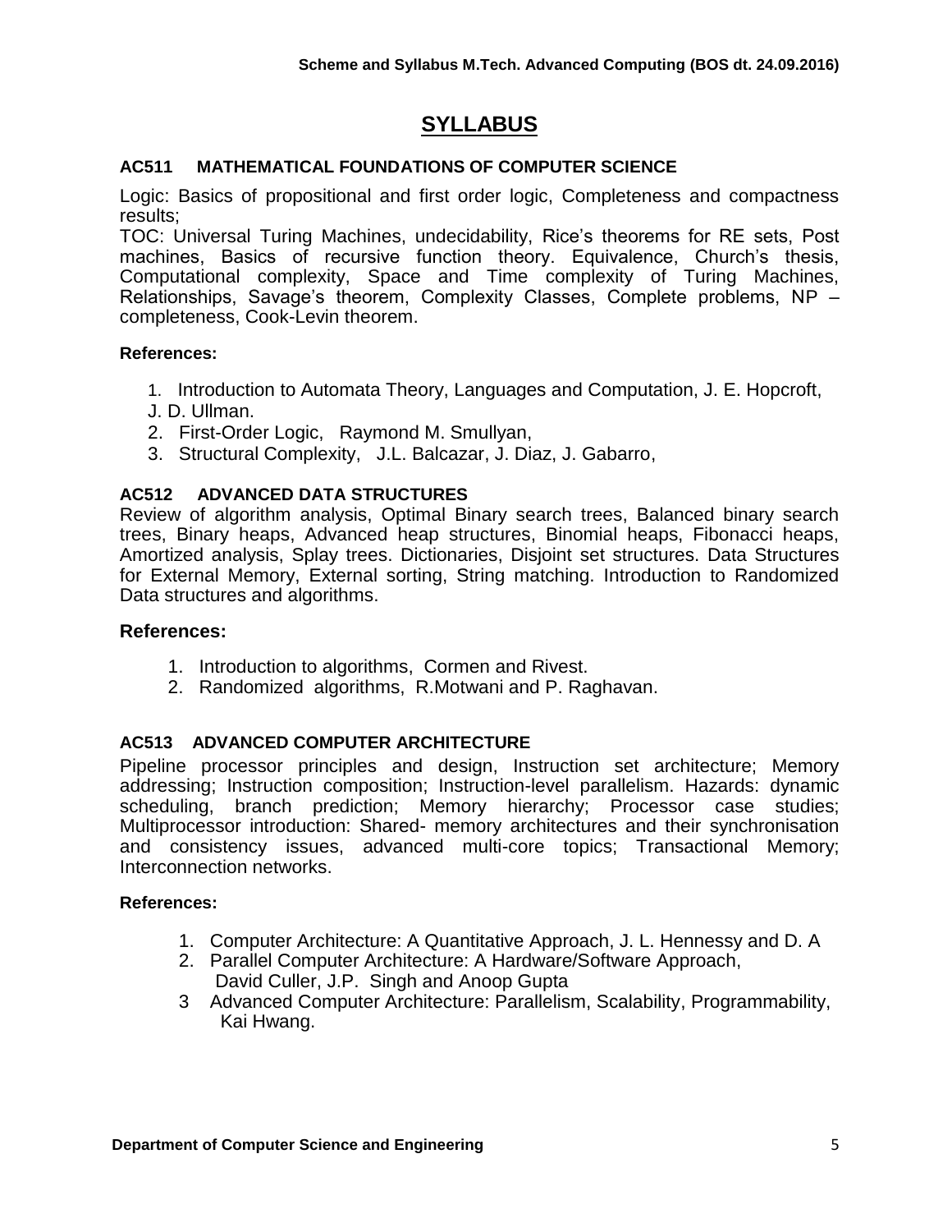# SYLLABUS

## AC511 MATHEMATICAL FOUNDATIONS OF COMPUTER SCIENCE

Logic: Basics of propositional and first order logic, Completeness and compactness results;

TOC: Universal Turing Machines, undecidability, Rice's theorems for RE sets, Post machines, Basics of recursive function theory. Equivalence, Church's thesis, Computational complexity, Space and Time complexity of Turing Machines, Relationships, Savage's theorem, Complexity Classes, Complete problems, NP – completeness, Cook-Levin theorem.

**References:**

1. Introduction to Automata Theory, Languages and Computation, J. E. Hopcroft, J. D. Ullman.
2. First-Order Logic, Raymond M. Smullyan,
3. Structural Complexity, J.L. Balcazar, J. Diaz, J. Gabarro,

## AC512 ADVANCED DATA STRUCTURES

Review of algorithm analysis, Optimal Binary search trees, Balanced binary search trees, Binary heaps, Advanced heap structures, Binomial heaps, Fibonacci heaps, Amortized analysis, Splay trees. Dictionaries, Disjoint set structures. Data Structures for External Memory, External sorting, String matching. Introduction to Randomized Data structures and algorithms.

**References:**

1. Introduction to algorithms, Cormen and Rivest.
2. Randomized algorithms, R.Motwani and P. Raghavan.

## AC513 ADVANCED COMPUTER ARCHITECTURE

Pipeline processor principles and design, Instruction set architecture; Memory addressing; Instruction composition; Instruction-level parallelism. Hazards: dynamic scheduling, branch prediction; Memory hierarchy; Processor case studies; Multiprocessor introduction: Shared- memory architectures and their synchronisation and consistency issues, advanced multi-core topics; Transactional Memory; Interconnection networks.

**References:**

1. Computer Architecture: A Quantitative Approach, J. L. Hennessy and D. A
2. Parallel Computer Architecture: A Hardware/Software Approach, David Culler, J.P. Singh and Anoop Gupta
3. Advanced Computer Architecture: Parallelism, Scalability, Programmability, Kai Hwang.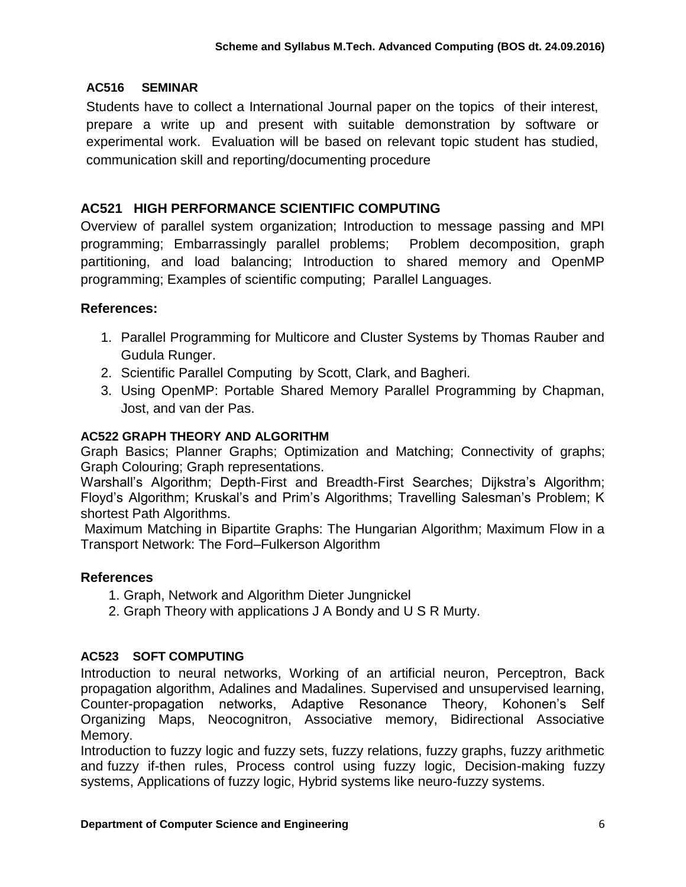### AC516 SEMINAR

Students have to collect a International Journal paper on the topics of their interest, prepare a write up and present with suitable demonstration by software or experimental work. Evaluation will be based on relevant topic student has studied, communication skill and reporting/documenting procedure

## AC521 HIGH PERFORMANCE SCIENTIFIC COMPUTING

Overview of parallel system organization; Introduction to message passing and MPI programming; Embarrassingly parallel problems; Problem decomposition, graph partitioning, and load balancing; Introduction to shared memory and OpenMP programming; Examples of scientific computing; Parallel Languages.

### References:

1. Parallel Programming for Multicore and Cluster Systems by Thomas Rauber and Gudula Runger.
2. Scientific Parallel Computing by Scott, Clark, and Bagheri.
3. Using OpenMP: Portable Shared Memory Parallel Programming by Chapman, Jost, and van der Pas.

### AC522 GRAPH THEORY AND ALGORITHM

Graph Basics; Planner Graphs; Optimization and Matching; Connectivity of graphs; Graph Colouring; Graph representations.

Warshall's Algorithm; Depth-First and Breadth-First Searches; Dijkstra's Algorithm; Floyd's Algorithm; Kruskal's and Prim's Algorithms; Travelling Salesman's Problem; K shortest Path Algorithms.

Maximum Matching in Bipartite Graphs: The Hungarian Algorithm; Maximum Flow in a Transport Network: The Ford–Fulkerson Algorithm

### References

1. Graph, Network and Algorithm Dieter Jungnickel
2. Graph Theory with applications J A Bondy and U S R Murty.

### AC523 SOFT COMPUTING

Introduction to neural networks, Working of an artificial neuron, Perceptron, Back propagation algorithm, Adalines and Madalines. Supervised and unsupervised learning, Counter-propagation networks, Adaptive Resonance Theory, Kohonen's Self Organizing Maps, Neocognitron, Associative memory, Bidirectional Associative Memory.

Introduction to fuzzy logic and fuzzy sets, fuzzy relations, fuzzy graphs, fuzzy arithmetic and fuzzy if-then rules, Process control using fuzzy logic, Decision-making fuzzy systems, Applications of fuzzy logic, Hybrid systems like neuro-fuzzy systems.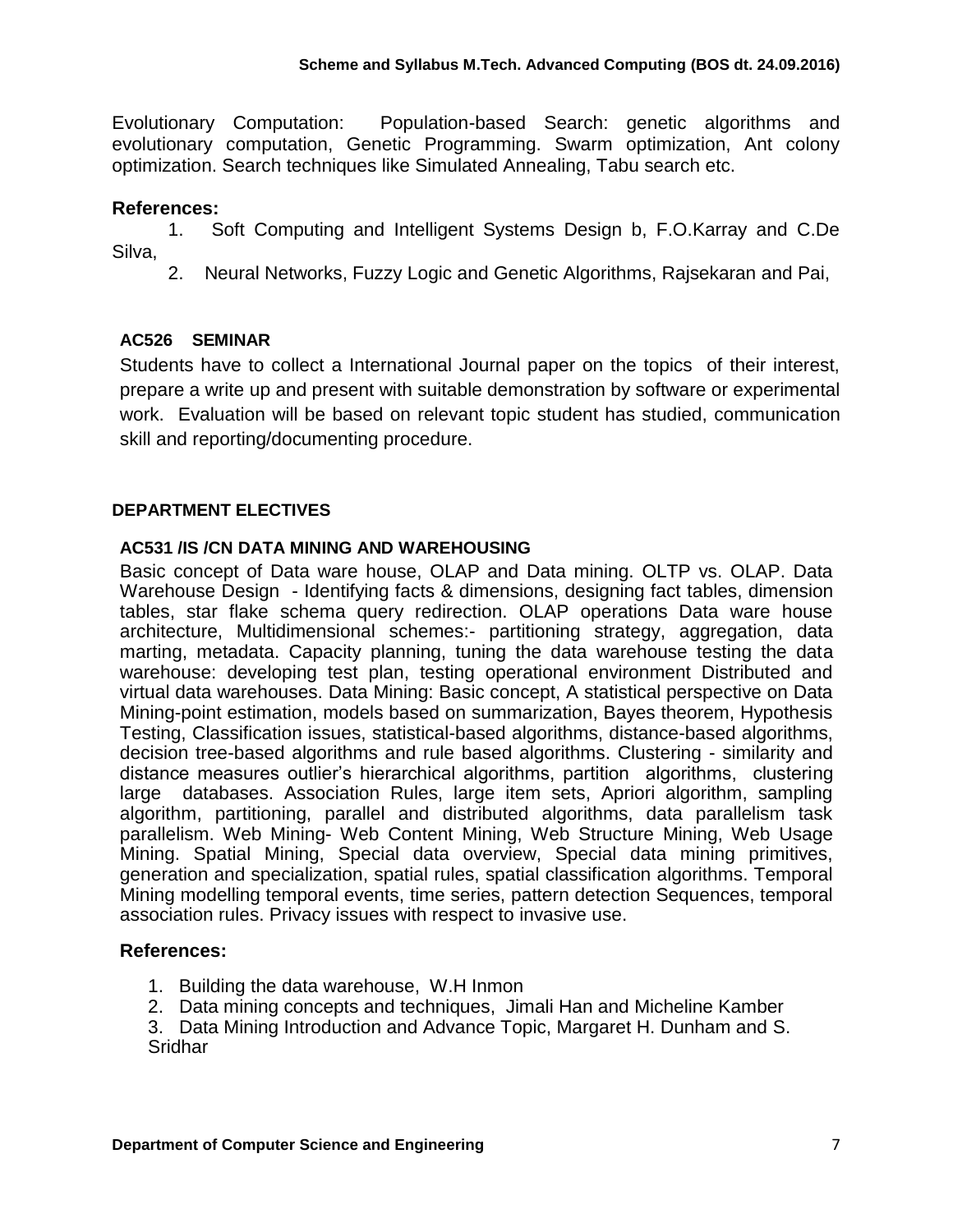Evolutionary Computation: Population-based Search: genetic algorithms and evolutionary computation, Genetic Programming. Swarm optimization, Ant colony optimization. Search techniques like Simulated Annealing, Tabu search etc.

### References:

1. Soft Computing and Intelligent Systems Design b, F.O.Karray and C.De Silva,
2. Neural Networks, Fuzzy Logic and Genetic Algorithms, Rajsekaran and Pai,

#### AC526 SEMINAR

Students have to collect a International Journal paper on the topics of their interest, prepare a write up and present with suitable demonstration by software or experimental work. Evaluation will be based on relevant topic student has studied, communication skill and reporting/documenting procedure.

## DEPARTMENT ELECTIVES

#### AC531 /IS /CN DATA MINING AND WAREHOUSING

Basic concept of Data ware house, OLAP and Data mining. OLTP vs. OLAP. Data Warehouse Design - Identifying facts & dimensions, designing fact tables, dimension tables, star flake schema query redirection. OLAP operations Data ware house architecture, Multidimensional schemes:- partitioning strategy, aggregation, data marting, metadata. Capacity planning, tuning the data warehouse testing the data warehouse: developing test plan, testing operational environment Distributed and virtual data warehouses. Data Mining: Basic concept, A statistical perspective on Data Mining-point estimation, models based on summarization, Bayes theorem, Hypothesis Testing, Classification issues, statistical-based algorithms, distance-based algorithms, decision tree-based algorithms and rule based algorithms. Clustering - similarity and distance measures outlier's hierarchical algorithms, partition algorithms, clustering large databases. Association Rules, large item sets, Apriori algorithm, sampling algorithm, partitioning, parallel and distributed algorithms, data parallelism task parallelism. Web Mining- Web Content Mining, Web Structure Mining, Web Usage Mining. Spatial Mining, Special data overview, Special data mining primitives, generation and specialization, spatial rules, spatial classification algorithms. Temporal Mining modelling temporal events, time series, pattern detection Sequences, temporal association rules. Privacy issues with respect to invasive use.

### References:

1. Building the data warehouse, W.H Inmon
2. Data mining concepts and techniques, Jimali Han and Micheline Kamber
3. Data Mining Introduction and Advance Topic, Margaret H. Dunham and S. Sridhar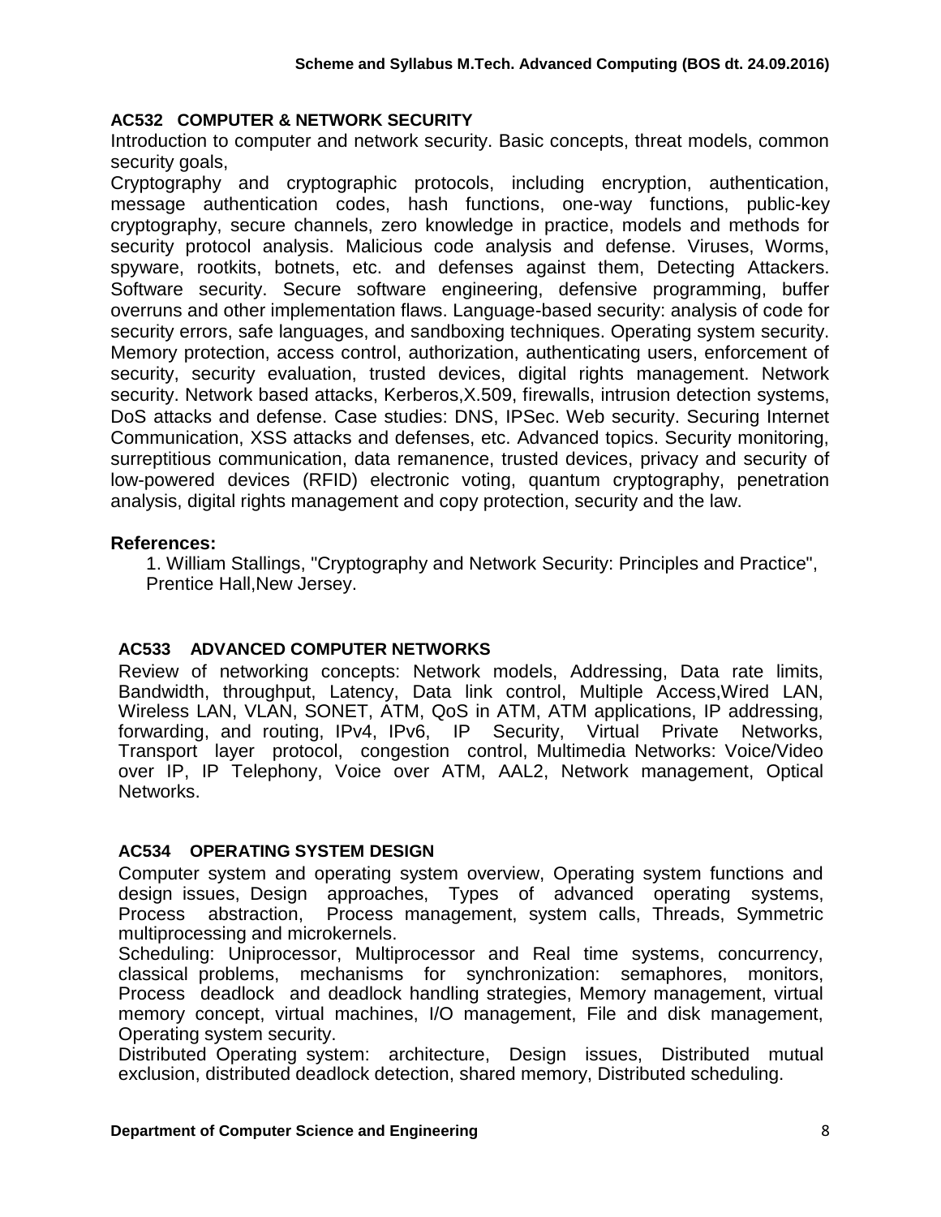### AC532 COMPUTER & NETWORK SECURITY

Introduction to computer and network security. Basic concepts, threat models, common security goals,

Cryptography and cryptographic protocols, including encryption, authentication, message authentication codes, hash functions, one-way functions, public-key cryptography, secure channels, zero knowledge in practice, models and methods for security protocol analysis. Malicious code analysis and defense. Viruses, Worms, spyware, rootkits, botnets, etc. and defenses against them, Detecting Attackers. Software security. Secure software engineering, defensive programming, buffer overruns and other implementation flaws. Language-based security: analysis of code for security errors, safe languages, and sandboxing techniques. Operating system security. Memory protection, access control, authorization, authenticating users, enforcement of security, security evaluation, trusted devices, digital rights management. Network security. Network based attacks, Kerberos,X.509, firewalls, intrusion detection systems, DoS attacks and defense. Case studies: DNS, IPSec. Web security. Securing Internet Communication, XSS attacks and defenses, etc. Advanced topics. Security monitoring, surreptitious communication, data remanence, trusted devices, privacy and security of low-powered devices (RFID) electronic voting, quantum cryptography, penetration analysis, digital rights management and copy protection, security and the law.

**References:**

1. William Stallings, "Cryptography and Network Security: Principles and Practice", Prentice Hall,New Jersey.

### AC533 ADVANCED COMPUTER NETWORKS

Review of networking concepts: Network models, Addressing, Data rate limits, Bandwidth, throughput, Latency, Data link control, Multiple Access,Wired LAN, Wireless LAN, VLAN, SONET, ATM, QoS in ATM, ATM applications, IP addressing, forwarding, and routing, IPv4, IPv6, IP Security, Virtual Private Networks, Transport layer protocol, congestion control, Multimedia Networks: Voice/Video over IP, IP Telephony, Voice over ATM, AAL2, Network management, Optical Networks.

### AC534 OPERATING SYSTEM DESIGN

Computer system and operating system overview, Operating system functions and design issues, Design approaches, Types of advanced operating systems, Process abstraction, Process management, system calls, Threads, Symmetric multiprocessing and microkernels.

Scheduling: Uniprocessor, Multiprocessor and Real time systems, concurrency, classical problems, mechanisms for synchronization: semaphores, monitors, Process deadlock and deadlock handling strategies, Memory management, virtual memory concept, virtual machines, I/O management, File and disk management, Operating system security.

Distributed Operating system: architecture, Design issues, Distributed mutual exclusion, distributed deadlock detection, shared memory, Distributed scheduling.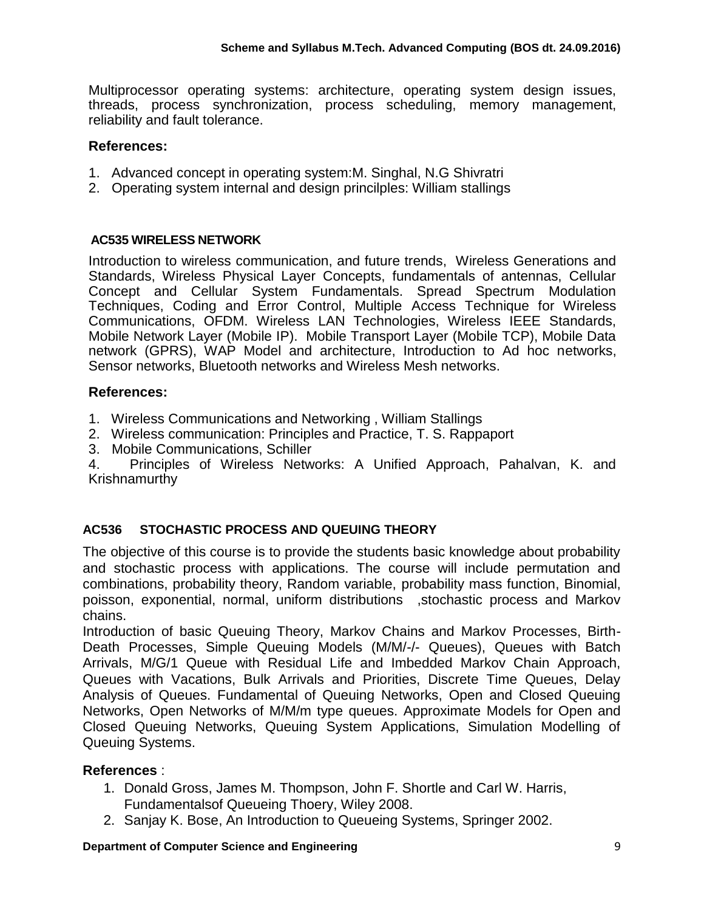Multiprocessor operating systems: architecture, operating system design issues, threads, process synchronization, process scheduling, memory management, reliability and fault tolerance.

**References:**

1. Advanced concept in operating system:M. Singhal, N.G Shivratri
2. Operating system internal and design princilples: William stallings

### AC535 WIRELESS NETWORK

Introduction to wireless communication, and future trends, Wireless Generations and Standards, Wireless Physical Layer Concepts, fundamentals of antennas, Cellular Concept and Cellular System Fundamentals. Spread Spectrum Modulation Techniques, Coding and Error Control, Multiple Access Technique for Wireless Communications, OFDM. Wireless LAN Technologies, Wireless IEEE Standards, Mobile Network Layer (Mobile IP). Mobile Transport Layer (Mobile TCP), Mobile Data network (GPRS), WAP Model and architecture, Introduction to Ad hoc networks, Sensor networks, Bluetooth networks and Wireless Mesh networks.

**References:**

1. Wireless Communications and Networking , William Stallings
2. Wireless communication: Principles and Practice, T. S. Rappaport
3. Mobile Communications, Schiller
4. Principles of Wireless Networks: A Unified Approach, Pahalvan, K. and Krishnamurthy

### AC536 STOCHASTIC PROCESS AND QUEUING THEORY

The objective of this course is to provide the students basic knowledge about probability and stochastic process with applications. The course will include permutation and combinations, probability theory, Random variable, probability mass function, Binomial, poisson, exponential, normal, uniform distributions ,stochastic process and Markov chains.

Introduction of basic Queuing Theory, Markov Chains and Markov Processes, Birth-Death Processes, Simple Queuing Models (M/M/-/- Queues), Queues with Batch Arrivals, M/G/1 Queue with Residual Life and Imbedded Markov Chain Approach, Queues with Vacations, Bulk Arrivals and Priorities, Discrete Time Queues, Delay Analysis of Queues. Fundamental of Queuing Networks, Open and Closed Queuing Networks, Open Networks of M/M/m type queues. Approximate Models for Open and Closed Queuing Networks, Queuing System Applications, Simulation Modelling of Queuing Systems.

**References** :

1. Donald Gross, James M. Thompson, John F. Shortle and Carl W. Harris, Fundamentalsof Queueing Thoery, Wiley 2008.
2. Sanjay K. Bose, An Introduction to Queueing Systems, Springer 2002.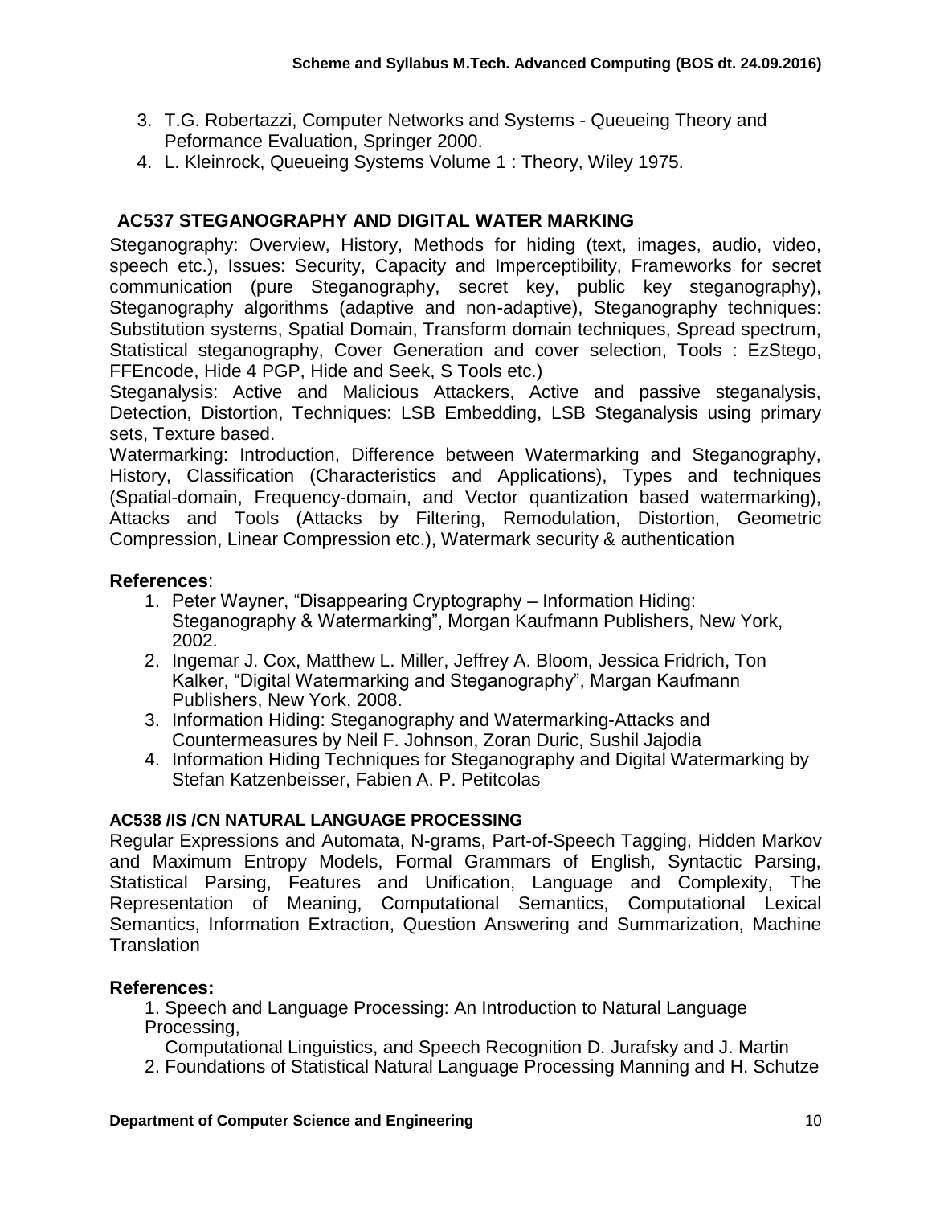3. T.G. Robertazzi, Computer Networks and Systems - Queueing Theory and Peformance Evaluation, Springer 2000.
4. L. Kleinrock, Queueing Systems Volume 1 : Theory, Wiley 1975.

## AC537 STEGANOGRAPHY AND DIGITAL WATER MARKING

Steganography: Overview, History, Methods for hiding (text, images, audio, video, speech etc.), Issues: Security, Capacity and Imperceptibility, Frameworks for secret communication (pure Steganography, secret key, public key steganography), Steganography algorithms (adaptive and non-adaptive), Steganography techniques: Substitution systems, Spatial Domain, Transform domain techniques, Spread spectrum, Statistical steganography, Cover Generation and cover selection, Tools : EzStego, FFEncode, Hide 4 PGP, Hide and Seek, S Tools etc.)

Steganalysis: Active and Malicious Attackers, Active and passive steganalysis, Detection, Distortion, Techniques: LSB Embedding, LSB Steganalysis using primary sets, Texture based.

Watermarking: Introduction, Difference between Watermarking and Steganography, History, Classification (Characteristics and Applications), Types and techniques (Spatial-domain, Frequency-domain, and Vector quantization based watermarking), Attacks and Tools (Attacks by Filtering, Remodulation, Distortion, Geometric Compression, Linear Compression etc.), Watermark security & authentication

### References:

1. Peter Wayner, "Disappearing Cryptography – Information Hiding: Steganography & Watermarking", Morgan Kaufmann Publishers, New York, 2002.
2. Ingemar J. Cox, Matthew L. Miller, Jeffrey A. Bloom, Jessica Fridrich, Ton Kalker, "Digital Watermarking and Steganography", Margan Kaufmann Publishers, New York, 2008.
3. Information Hiding: Steganography and Watermarking-Attacks and Countermeasures by Neil F. Johnson, Zoran Duric, Sushil Jajodia
4. Information Hiding Techniques for Steganography and Digital Watermarking by Stefan Katzenbeisser, Fabien A. P. Petitcolas

## AC538 /IS /CN NATURAL LANGUAGE PROCESSING

Regular Expressions and Automata, N-grams, Part-of-Speech Tagging, Hidden Markov and Maximum Entropy Models, Formal Grammars of English, Syntactic Parsing, Statistical Parsing, Features and Unification, Language and Complexity, The Representation of Meaning, Computational Semantics, Computational Lexical Semantics, Information Extraction, Question Answering and Summarization, Machine Translation

### References:

1. Speech and Language Processing: An Introduction to Natural Language Processing,
   Computational Linguistics, and Speech Recognition D. Jurafsky and J. Martin
2. Foundations of Statistical Natural Language Processing Manning and H. Schutze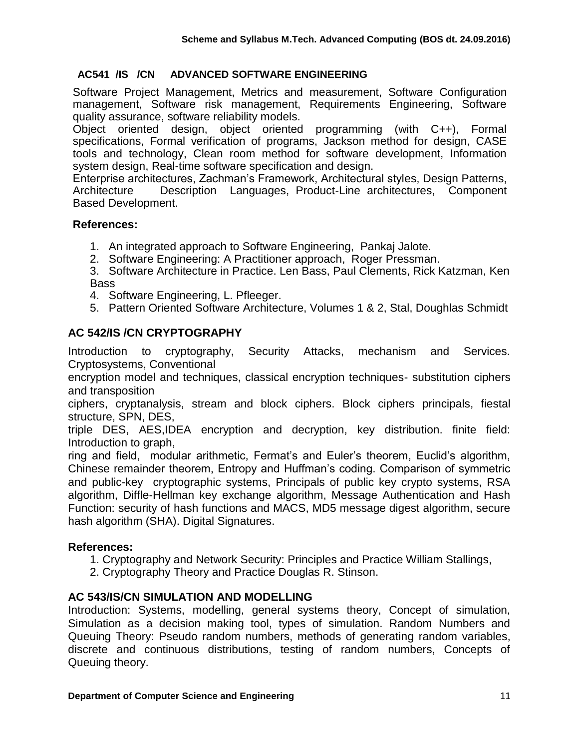## AC541 /IS /CN ADVANCED SOFTWARE ENGINEERING

Software Project Management, Metrics and measurement, Software Configuration management, Software risk management, Requirements Engineering, Software quality assurance, software reliability models.
Object oriented design, object oriented programming (with C++), Formal specifications, Formal verification of programs, Jackson method for design, CASE tools and technology, Clean room method for software development, Information system design, Real-time software specification and design.
Enterprise architectures, Zachman's Framework, Architectural styles, Design Patterns, Architecture Description Languages, Product-Line architectures, Component Based Development.

**References:**

1. An integrated approach to Software Engineering, Pankaj Jalote.
2. Software Engineering: A Practitioner approach, Roger Pressman.
3. Software Architecture in Practice. Len Bass, Paul Clements, Rick Katzman, Ken Bass
4. Software Engineering, L. Pfleeger.
5. Pattern Oriented Software Architecture, Volumes 1 & 2, Stal, Doughlas Schmidt

## AC 542/IS /CN CRYPTOGRAPHY

Introduction to cryptography, Security Attacks, mechanism and Services. Cryptosystems, Conventional
encryption model and techniques, classical encryption techniques- substitution ciphers and transposition
ciphers, cryptanalysis, stream and block ciphers. Block ciphers principals, fiestal structure, SPN, DES,
triple DES, AES,IDEA encryption and decryption, key distribution. finite field: Introduction to graph,
ring and field, modular arithmetic, Fermat's and Euler's theorem, Euclid's algorithm, Chinese remainder theorem, Entropy and Huffman's coding. Comparison of symmetric and public-key cryptographic systems, Principals of public key crypto systems, RSA algorithm, Diffle-Hellman key exchange algorithm, Message Authentication and Hash Function: security of hash functions and MACS, MD5 message digest algorithm, secure hash algorithm (SHA). Digital Signatures.

**References:**

1. Cryptography and Network Security: Principles and Practice William Stallings,
2. Cryptography Theory and Practice Douglas R. Stinson.

## AC 543/IS/CN SIMULATION AND MODELLING

Introduction: Systems, modelling, general systems theory, Concept of simulation, Simulation as a decision making tool, types of simulation. Random Numbers and Queuing Theory: Pseudo random numbers, methods of generating random variables, discrete and continuous distributions, testing of random numbers, Concepts of Queuing theory.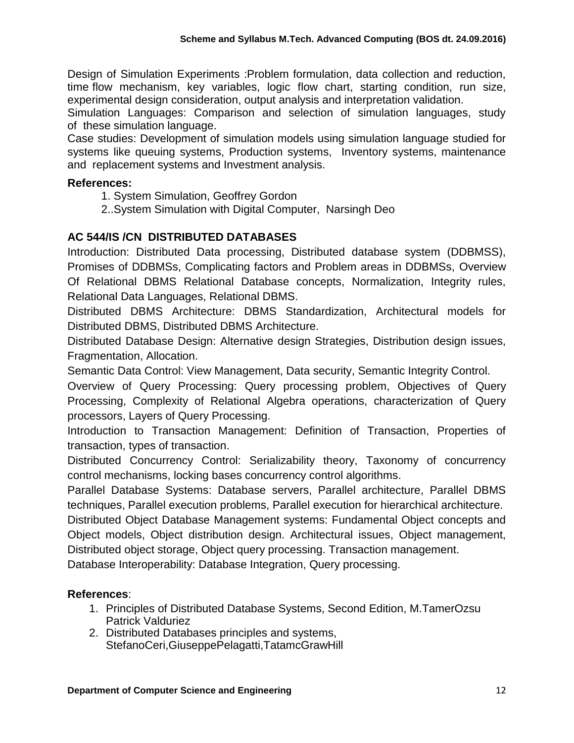Design of Simulation Experiments :Problem formulation, data collection and reduction, time flow mechanism, key variables, logic flow chart, starting condition, run size, experimental design consideration, output analysis and interpretation validation.

Simulation Languages: Comparison and selection of simulation languages, study of these simulation language.

Case studies: Development of simulation models using simulation language studied for systems like queuing systems, Production systems, Inventory systems, maintenance and replacement systems and Investment analysis.

**References:**

1. System Simulation, Geoffrey Gordon
2. .System Simulation with Digital Computer, Narsingh Deo

**AC 544/IS /CN DISTRIBUTED DATABASES**

Introduction: Distributed Data processing, Distributed database system (DDBMSS), Promises of DDBMSs, Complicating factors and Problem areas in DDBMSs, Overview Of Relational DBMS Relational Database concepts, Normalization, Integrity rules, Relational Data Languages, Relational DBMS.

Distributed DBMS Architecture: DBMS Standardization, Architectural models for Distributed DBMS, Distributed DBMS Architecture.

Distributed Database Design: Alternative design Strategies, Distribution design issues, Fragmentation, Allocation.

Semantic Data Control: View Management, Data security, Semantic Integrity Control.

Overview of Query Processing: Query processing problem, Objectives of Query Processing, Complexity of Relational Algebra operations, characterization of Query processors, Layers of Query Processing.

Introduction to Transaction Management: Definition of Transaction, Properties of transaction, types of transaction.

Distributed Concurrency Control: Serializability theory, Taxonomy of concurrency control mechanisms, locking bases concurrency control algorithms.

Parallel Database Systems: Database servers, Parallel architecture, Parallel DBMS techniques, Parallel execution problems, Parallel execution for hierarchical architecture.

Distributed Object Database Management systems: Fundamental Object concepts and Object models, Object distribution design. Architectural issues, Object management, Distributed object storage, Object query processing. Transaction management.

Database Interoperability: Database Integration, Query processing.

**References**:

1. Principles of Distributed Database Systems, Second Edition, M.TamerOzsu Patrick Valduriez
2. Distributed Databases principles and systems, StefanoCeri,GiuseppePelagatti,TatamcGrawHill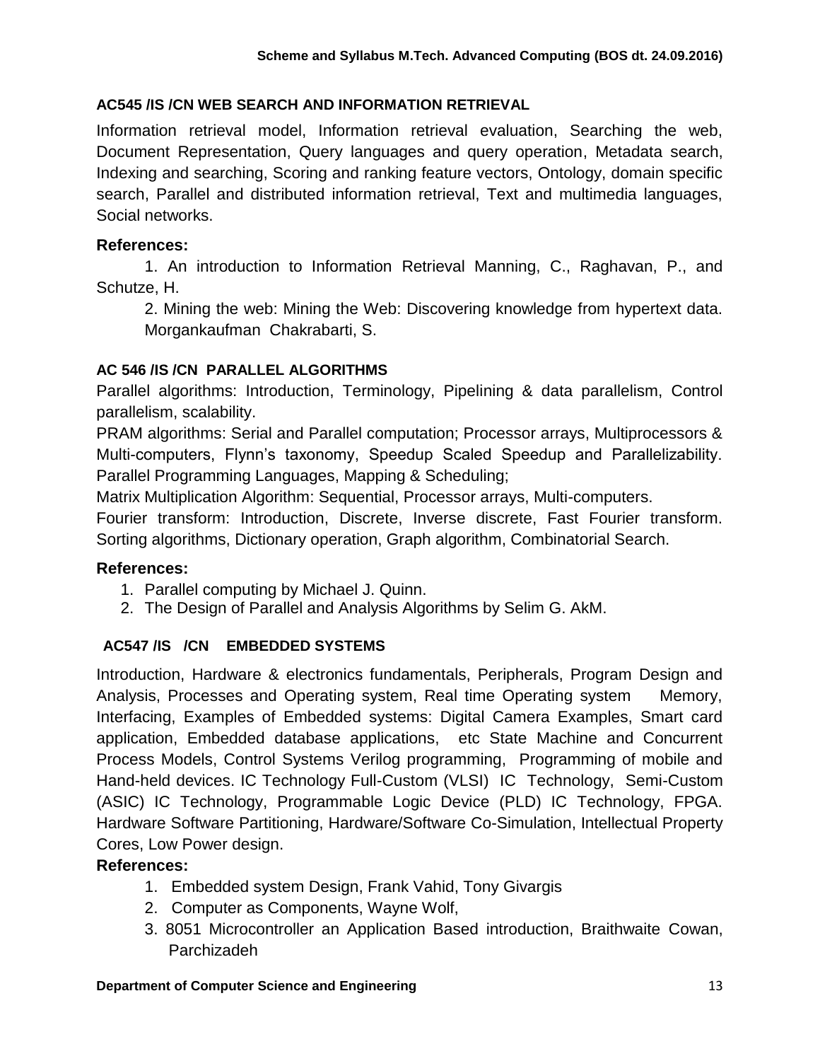### AC545 /IS /CN WEB SEARCH AND INFORMATION RETRIEVAL

Information retrieval model, Information retrieval evaluation, Searching the web, Document Representation, Query languages and query operation, Metadata search, Indexing and searching, Scoring and ranking feature vectors, Ontology, domain specific search, Parallel and distributed information retrieval, Text and multimedia languages, Social networks.

**References:**

1. An introduction to Information Retrieval Manning, C., Raghavan, P., and Schutze, H.
2. Mining the web: Mining the Web: Discovering knowledge from hypertext data. Morgankaufman Chakrabarti, S.

### AC 546 /IS /CN PARALLEL ALGORITHMS

Parallel algorithms: Introduction, Terminology, Pipelining & data parallelism, Control parallelism, scalability.

PRAM algorithms: Serial and Parallel computation; Processor arrays, Multiprocessors & Multi-computers, Flynn's taxonomy, Speedup Scaled Speedup and Parallelizability. Parallel Programming Languages, Mapping & Scheduling;

Matrix Multiplication Algorithm: Sequential, Processor arrays, Multi-computers.

Fourier transform: Introduction, Discrete, Inverse discrete, Fast Fourier transform. Sorting algorithms, Dictionary operation, Graph algorithm, Combinatorial Search.

**References:**

1. Parallel computing by Michael J. Quinn.
2. The Design of Parallel and Analysis Algorithms by Selim G. AkM.

### AC547 /IS /CN EMBEDDED SYSTEMS

Introduction, Hardware & electronics fundamentals, Peripherals, Program Design and Analysis, Processes and Operating system, Real time Operating system Memory, Interfacing, Examples of Embedded systems: Digital Camera Examples, Smart card application, Embedded database applications, etc State Machine and Concurrent Process Models, Control Systems Verilog programming, Programming of mobile and Hand-held devices. IC Technology Full-Custom (VLSI) IC Technology, Semi-Custom (ASIC) IC Technology, Programmable Logic Device (PLD) IC Technology, FPGA. Hardware Software Partitioning, Hardware/Software Co-Simulation, Intellectual Property Cores, Low Power design.

**References:**

1. Embedded system Design, Frank Vahid, Tony Givargis
2. Computer as Components, Wayne Wolf,
3. 8051 Microcontroller an Application Based introduction, Braithwaite Cowan, Parchizadeh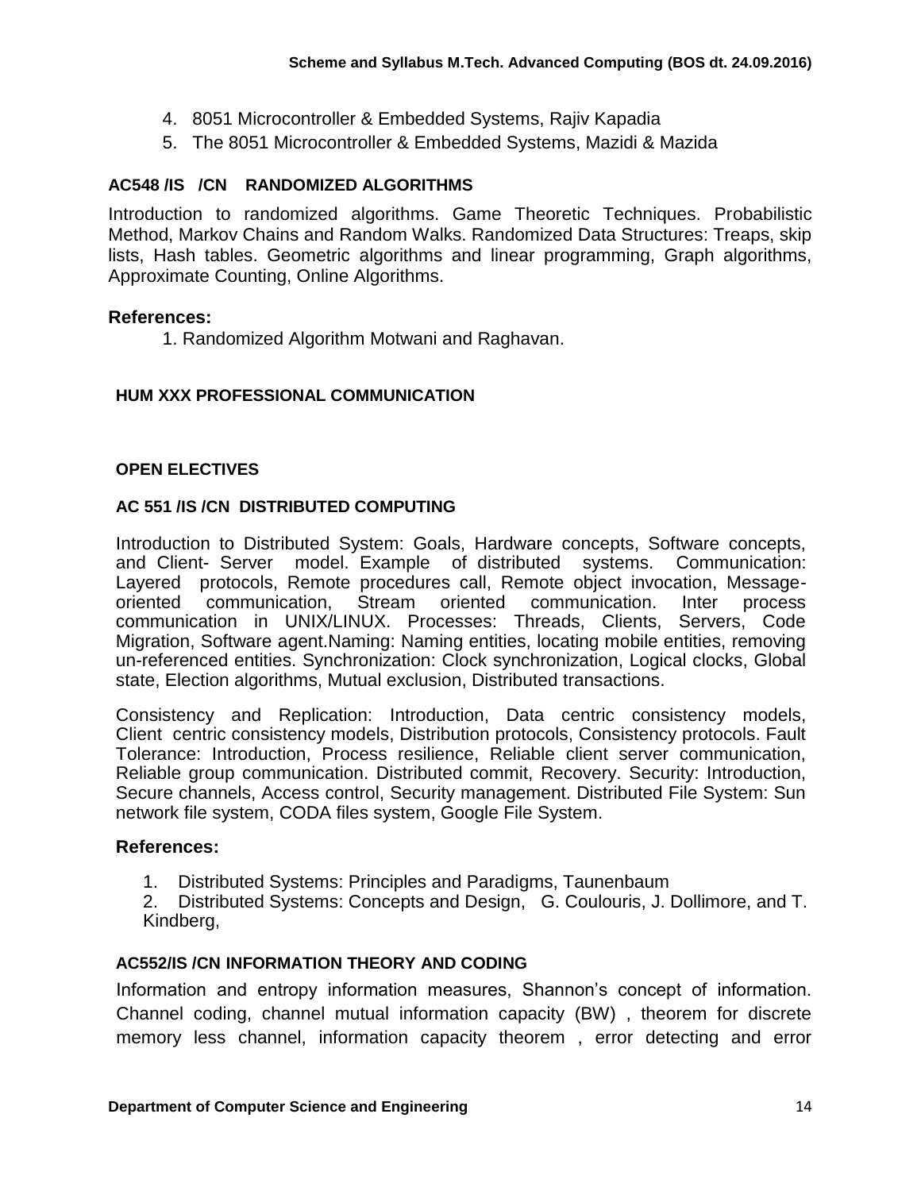4. 8051 Microcontroller & Embedded Systems, Rajiv Kapadia
5. The 8051 Microcontroller & Embedded Systems, Mazidi & Mazida

### AC548 /IS /CN RANDOMIZED ALGORITHMS

Introduction to randomized algorithms. Game Theoretic Techniques. Probabilistic Method, Markov Chains and Random Walks. Randomized Data Structures: Treaps, skip lists, Hash tables. Geometric algorithms and linear programming, Graph algorithms, Approximate Counting, Online Algorithms.

**References:**

1. Randomized Algorithm Motwani and Raghavan.

### HUM XXX PROFESSIONAL COMMUNICATION

## OPEN ELECTIVES

### AC 551 /IS /CN DISTRIBUTED COMPUTING

Introduction to Distributed System: Goals, Hardware concepts, Software concepts, and Client- Server model. Example of distributed systems. Communication: Layered protocols, Remote procedures call, Remote object invocation, Message-oriented communication, Stream oriented communication. Inter process communication in UNIX/LINUX. Processes: Threads, Clients, Servers, Code Migration, Software agent.Naming: Naming entities, locating mobile entities, removing un-referenced entities. Synchronization: Clock synchronization, Logical clocks, Global state, Election algorithms, Mutual exclusion, Distributed transactions.

Consistency and Replication: Introduction, Data centric consistency models, Client centric consistency models, Distribution protocols, Consistency protocols. Fault Tolerance: Introduction, Process resilience, Reliable client server communication, Reliable group communication. Distributed commit, Recovery. Security: Introduction, Secure channels, Access control, Security management. Distributed File System: Sun network file system, CODA files system, Google File System.

**References:**

1. Distributed Systems: Principles and Paradigms, Taunenbaum
2. Distributed Systems: Concepts and Design, G. Coulouris, J. Dollimore, and T. Kindberg,

### AC552/IS /CN INFORMATION THEORY AND CODING

Information and entropy information measures, Shannon's concept of information. Channel coding, channel mutual information capacity (BW) , theorem for discrete memory less channel, information capacity theorem , error detecting and error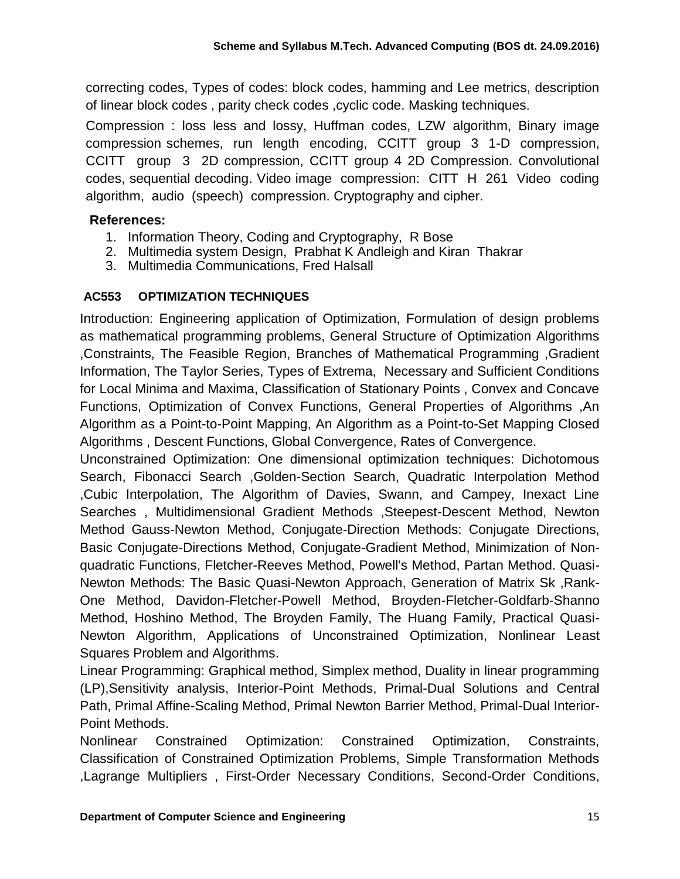correcting codes, Types of codes: block codes, hamming and Lee metrics, description of linear block codes , parity check codes ,cyclic code. Masking techniques.

Compression : loss less and lossy, Huffman codes, LZW algorithm, Binary image compression schemes, run length encoding, CCITT group 3 1-D compression, CCITT group 3 2D compression, CCITT group 4 2D Compression. Convolutional codes, sequential decoding. Video image compression: CITT H 261 Video coding algorithm, audio (speech) compression. Cryptography and cipher.

**References:**

1. Information Theory, Coding and Cryptography, R Bose
2. Multimedia system Design, Prabhat K Andleigh and Kiran Thakrar
3. Multimedia Communications, Fred Halsall

### AC553 OPTIMIZATION TECHNIQUES

Introduction: Engineering application of Optimization, Formulation of design problems as mathematical programming problems, General Structure of Optimization Algorithms ,Constraints, The Feasible Region, Branches of Mathematical Programming ,Gradient Information, The Taylor Series, Types of Extrema, Necessary and Sufficient Conditions for Local Minima and Maxima, Classification of Stationary Points , Convex and Concave Functions, Optimization of Convex Functions, General Properties of Algorithms ,An Algorithm as a Point-to-Point Mapping, An Algorithm as a Point-to-Set Mapping Closed Algorithms , Descent Functions, Global Convergence, Rates of Convergence.

Unconstrained Optimization: One dimensional optimization techniques: Dichotomous Search, Fibonacci Search ,Golden-Section Search, Quadratic Interpolation Method ,Cubic Interpolation, The Algorithm of Davies, Swann, and Campey, Inexact Line Searches , Multidimensional Gradient Methods ,Steepest-Descent Method, Newton Method Gauss-Newton Method, Conjugate-Direction Methods: Conjugate Directions, Basic Conjugate-Directions Method, Conjugate-Gradient Method, Minimization of Non-quadratic Functions, Fletcher-Reeves Method, Powell's Method, Partan Method. Quasi-Newton Methods: The Basic Quasi-Newton Approach, Generation of Matrix Sk ,Rank-One Method, Davidon-Fletcher-Powell Method, Broyden-Fletcher-Goldfarb-Shanno Method, Hoshino Method, The Broyden Family, The Huang Family, Practical Quasi-Newton Algorithm, Applications of Unconstrained Optimization, Nonlinear Least Squares Problem and Algorithms.

Linear Programming: Graphical method, Simplex method, Duality in linear programming (LP),Sensitivity analysis, Interior-Point Methods, Primal-Dual Solutions and Central Path, Primal Affine-Scaling Method, Primal Newton Barrier Method, Primal-Dual Interior-Point Methods.

Nonlinear Constrained Optimization: Constrained Optimization, Constraints, Classification of Constrained Optimization Problems, Simple Transformation Methods ,Lagrange Multipliers , First-Order Necessary Conditions, Second-Order Conditions,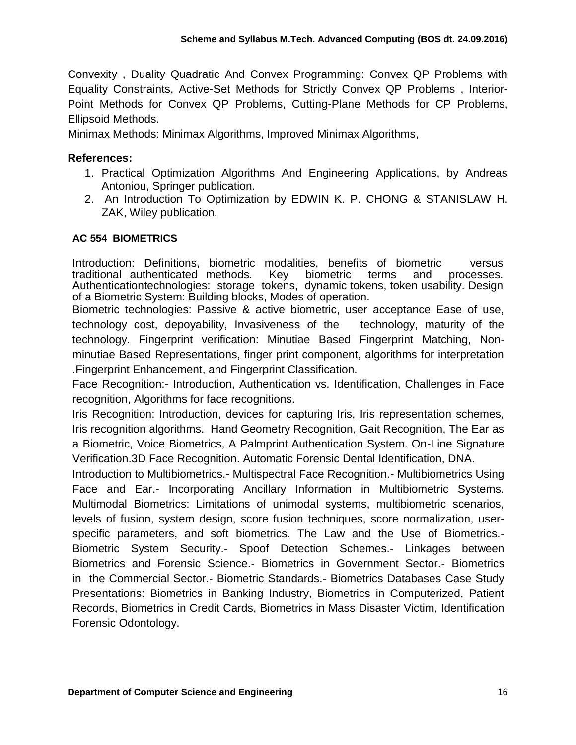Convexity , Duality Quadratic And Convex Programming: Convex QP Problems with Equality Constraints, Active-Set Methods for Strictly Convex QP Problems , Interior-Point Methods for Convex QP Problems, Cutting-Plane Methods for CP Problems, Ellipsoid Methods.

Minimax Methods: Minimax Algorithms, Improved Minimax Algorithms,

### References:

1. Practical Optimization Algorithms And Engineering Applications, by Andreas Antoniou, Springer publication.
2. An Introduction To Optimization by EDWIN K. P. CHONG & STANISLAW H. ZAK, Wiley publication.

## AC 554 BIOMETRICS

Introduction: Definitions, biometric modalities, benefits of biometric versus traditional authenticated methods. Key biometric terms and processes. Authenticationtechnologies: storage tokens, dynamic tokens, token usability. Design of a Biometric System: Building blocks, Modes of operation.

Biometric technologies: Passive & active biometric, user acceptance Ease of use, technology cost, depoyability, Invasiveness of the technology, maturity of the technology. Fingerprint verification: Minutiae Based Fingerprint Matching, Non-minutiae Based Representations, finger print component, algorithms for interpretation .Fingerprint Enhancement, and Fingerprint Classification.

Face Recognition:- Introduction, Authentication vs. Identification, Challenges in Face recognition, Algorithms for face recognitions.

Iris Recognition: Introduction, devices for capturing Iris, Iris representation schemes, Iris recognition algorithms. Hand Geometry Recognition, Gait Recognition, The Ear as a Biometric, Voice Biometrics, A Palmprint Authentication System. On-Line Signature Verification.3D Face Recognition. Automatic Forensic Dental Identification, DNA.

Introduction to Multibiometrics.- Multispectral Face Recognition.- Multibiometrics Using Face and Ear.- Incorporating Ancillary Information in Multibiometric Systems. Multimodal Biometrics: Limitations of unimodal systems, multibiometric scenarios, levels of fusion, system design, score fusion techniques, score normalization, user-specific parameters, and soft biometrics. The Law and the Use of Biometrics.- Biometric System Security.- Spoof Detection Schemes.- Linkages between Biometrics and Forensic Science.- Biometrics in Government Sector.- Biometrics in the Commercial Sector.- Biometric Standards.- Biometrics Databases Case Study Presentations: Biometrics in Banking Industry, Biometrics in Computerized, Patient Records, Biometrics in Credit Cards, Biometrics in Mass Disaster Victim, Identification Forensic Odontology.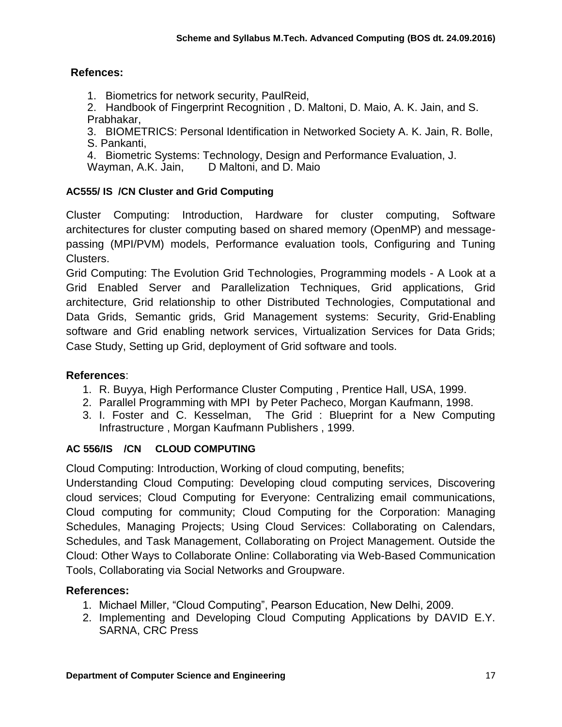**Refences:**

1. Biometrics for network security, PaulReid,
2. Handbook of Fingerprint Recognition , D. Maltoni, D. Maio, A. K. Jain, and S. Prabhakar,
3. BIOMETRICS: Personal Identification in Networked Society A. K. Jain, R. Bolle, S. Pankanti,
4. Biometric Systems: Technology, Design and Performance Evaluation, J. Wayman, A.K. Jain, D Maltoni, and D. Maio

**AC555/ IS /CN Cluster and Grid Computing**

Cluster Computing: Introduction, Hardware for cluster computing, Software architectures for cluster computing based on shared memory (OpenMP) and message-passing (MPI/PVM) models, Performance evaluation tools, Configuring and Tuning Clusters.

Grid Computing: The Evolution Grid Technologies, Programming models - A Look at a Grid Enabled Server and Parallelization Techniques, Grid applications, Grid architecture, Grid relationship to other Distributed Technologies, Computational and Data Grids, Semantic grids, Grid Management systems: Security, Grid-Enabling software and Grid enabling network services, Virtualization Services for Data Grids; Case Study, Setting up Grid, deployment of Grid software and tools.

**References**:

1. R. Buyya, High Performance Cluster Computing , Prentice Hall, USA, 1999.
2. Parallel Programming with MPI by Peter Pacheco, Morgan Kaufmann, 1998.
3. I. Foster and C. Kesselman, The Grid : Blueprint for a New Computing Infrastructure , Morgan Kaufmann Publishers , 1999.

**AC 556/IS /CN CLOUD COMPUTING**

Cloud Computing: Introduction, Working of cloud computing, benefits;

Understanding Cloud Computing: Developing cloud computing services, Discovering cloud services; Cloud Computing for Everyone: Centralizing email communications, Cloud computing for community; Cloud Computing for the Corporation: Managing Schedules, Managing Projects; Using Cloud Services: Collaborating on Calendars, Schedules, and Task Management, Collaborating on Project Management. Outside the Cloud: Other Ways to Collaborate Online: Collaborating via Web-Based Communication Tools, Collaborating via Social Networks and Groupware.

**References:**

1. Michael Miller, "Cloud Computing", Pearson Education, New Delhi, 2009.
2. Implementing and Developing Cloud Computing Applications by DAVID E.Y. SARNA, CRC Press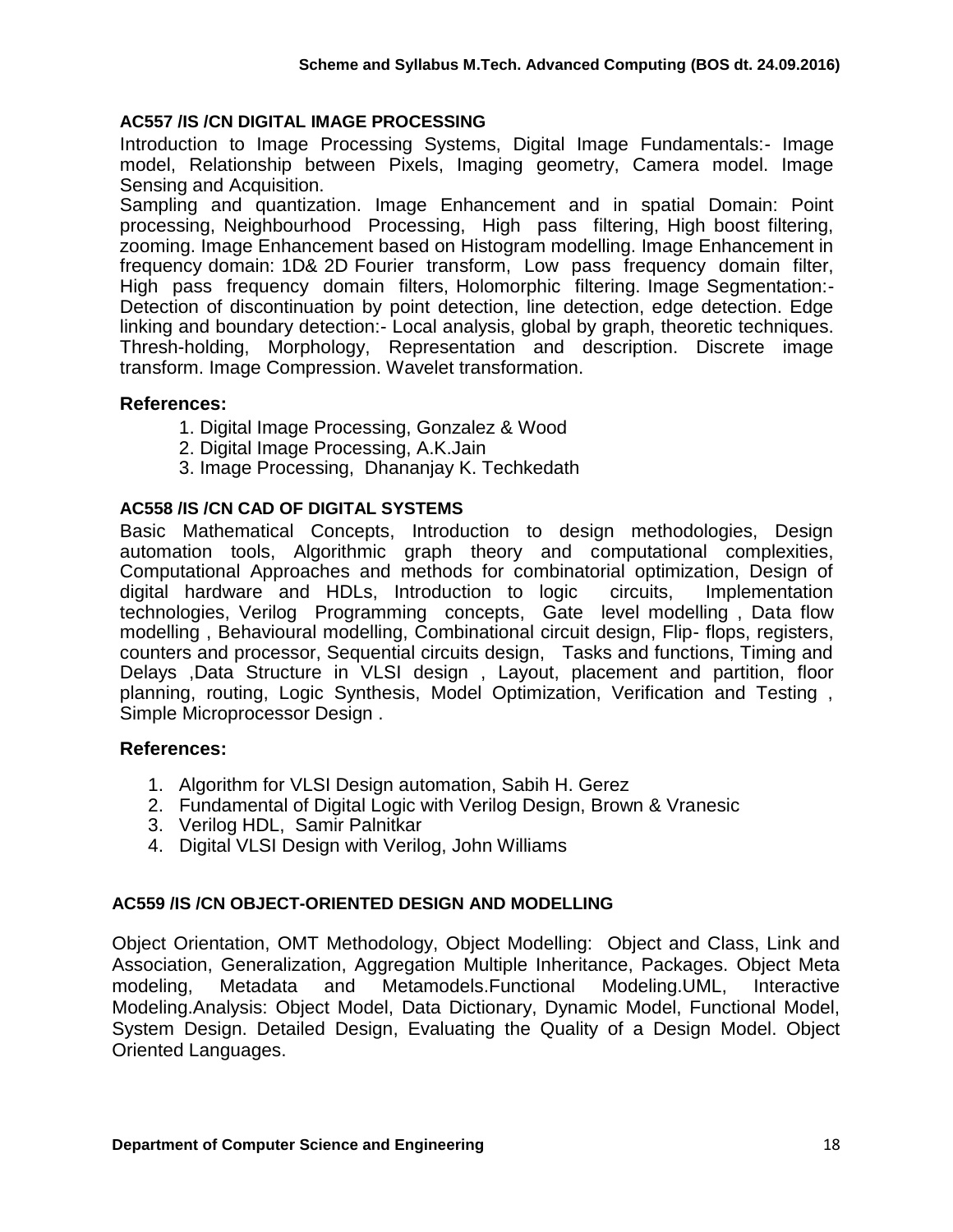### AC557 /IS /CN DIGITAL IMAGE PROCESSING

Introduction to Image Processing Systems, Digital Image Fundamentals:- Image model, Relationship between Pixels, Imaging geometry, Camera model. Image Sensing and Acquisition.
Sampling and quantization. Image Enhancement and in spatial Domain: Point processing, Neighbourhood Processing, High pass filtering, High boost filtering, zooming. Image Enhancement based on Histogram modelling. Image Enhancement in frequency domain: 1D& 2D Fourier transform, Low pass frequency domain filter, High pass frequency domain filters, Holomorphic filtering. Image Segmentation:- Detection of discontinuation by point detection, line detection, edge detection. Edge linking and boundary detection:- Local analysis, global by graph, theoretic techniques. Thresh-holding, Morphology, Representation and description. Discrete image transform. Image Compression. Wavelet transformation.

**References:**

1. Digital Image Processing, Gonzalez & Wood
2. Digital Image Processing, A.K.Jain
3. Image Processing, Dhananjay K. Techkedath

### AC558 /IS /CN CAD OF DIGITAL SYSTEMS

Basic Mathematical Concepts, Introduction to design methodologies, Design automation tools, Algorithmic graph theory and computational complexities, Computational Approaches and methods for combinatorial optimization, Design of digital hardware and HDLs, Introduction to logic circuits, Implementation technologies, Verilog Programming concepts, Gate level modelling , Data flow modelling , Behavioural modelling, Combinational circuit design, Flip- flops, registers, counters and processor, Sequential circuits design, Tasks and functions, Timing and Delays ,Data Structure in VLSI design , Layout, placement and partition, floor planning, routing, Logic Synthesis, Model Optimization, Verification and Testing , Simple Microprocessor Design .

**References:**

1. Algorithm for VLSI Design automation, Sabih H. Gerez
2. Fundamental of Digital Logic with Verilog Design, Brown & Vranesic
3. Verilog HDL, Samir Palnitkar
4. Digital VLSI Design with Verilog, John Williams

### AC559 /IS /CN OBJECT-ORIENTED DESIGN AND MODELLING

Object Orientation, OMT Methodology, Object Modelling: Object and Class, Link and Association, Generalization, Aggregation Multiple Inheritance, Packages. Object Meta modeling, Metadata and Metamodels.Functional Modeling.UML, Interactive Modeling.Analysis: Object Model, Data Dictionary, Dynamic Model, Functional Model, System Design. Detailed Design, Evaluating the Quality of a Design Model. Object Oriented Languages.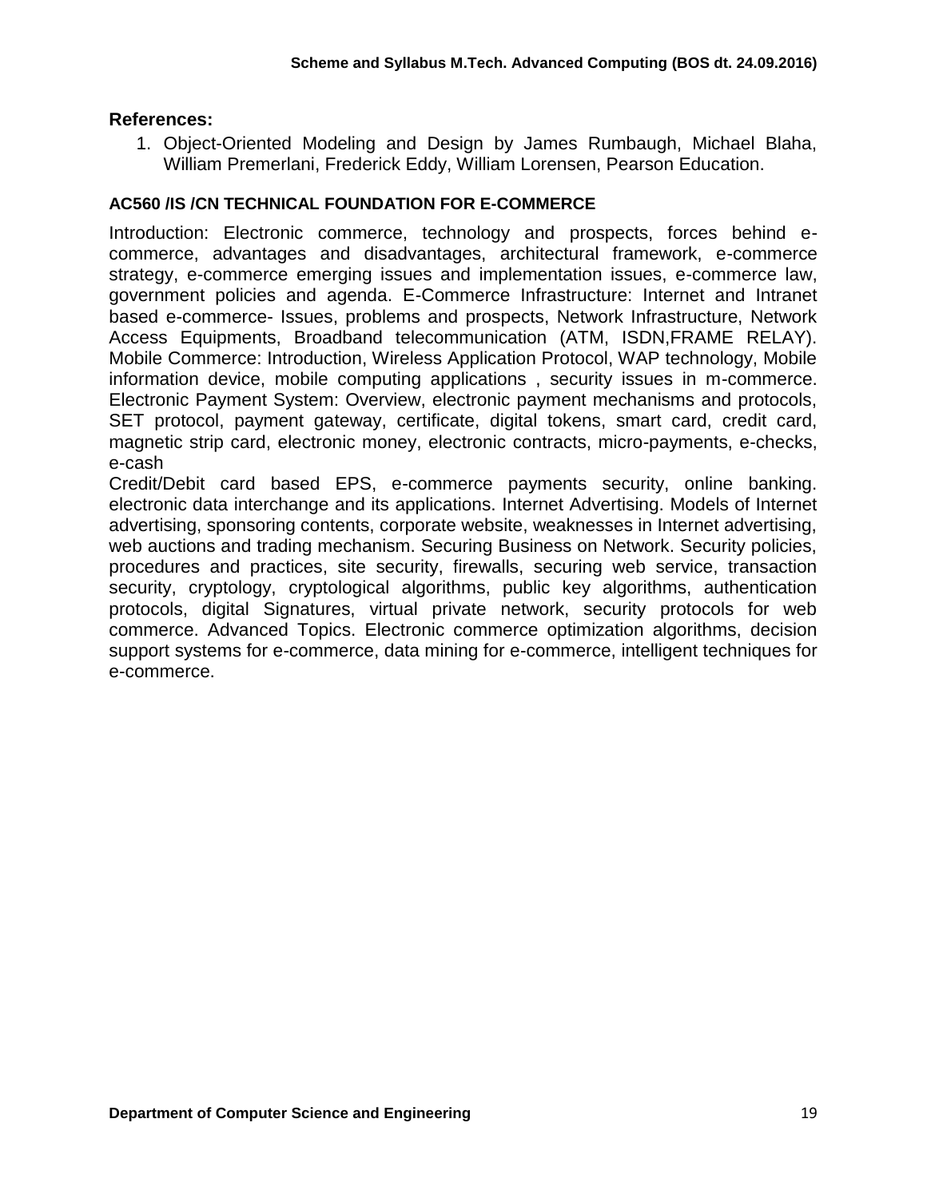**References:**

1. Object-Oriented Modeling and Design by James Rumbaugh, Michael Blaha, William Premerlani, Frederick Eddy, William Lorensen, Pearson Education.

### AC560 /IS /CN TECHNICAL FOUNDATION FOR E-COMMERCE

Introduction: Electronic commerce, technology and prospects, forces behind e-commerce, advantages and disadvantages, architectural framework, e-commerce strategy, e-commerce emerging issues and implementation issues, e-commerce law, government policies and agenda. E-Commerce Infrastructure: Internet and Intranet based e-commerce- Issues, problems and prospects, Network Infrastructure, Network Access Equipments, Broadband telecommunication (ATM, ISDN,FRAME RELAY). Mobile Commerce: Introduction, Wireless Application Protocol, WAP technology, Mobile information device, mobile computing applications , security issues in m-commerce. Electronic Payment System: Overview, electronic payment mechanisms and protocols, SET protocol, payment gateway, certificate, digital tokens, smart card, credit card, magnetic strip card, electronic money, electronic contracts, micro-payments, e-checks, e-cash

Credit/Debit card based EPS, e-commerce payments security, online banking. electronic data interchange and its applications. Internet Advertising. Models of Internet advertising, sponsoring contents, corporate website, weaknesses in Internet advertising, web auctions and trading mechanism. Securing Business on Network. Security policies, procedures and practices, site security, firewalls, securing web service, transaction security, cryptology, cryptological algorithms, public key algorithms, authentication protocols, digital Signatures, virtual private network, security protocols for web commerce. Advanced Topics. Electronic commerce optimization algorithms, decision support systems for e-commerce, data mining for e-commerce, intelligent techniques for e-commerce.